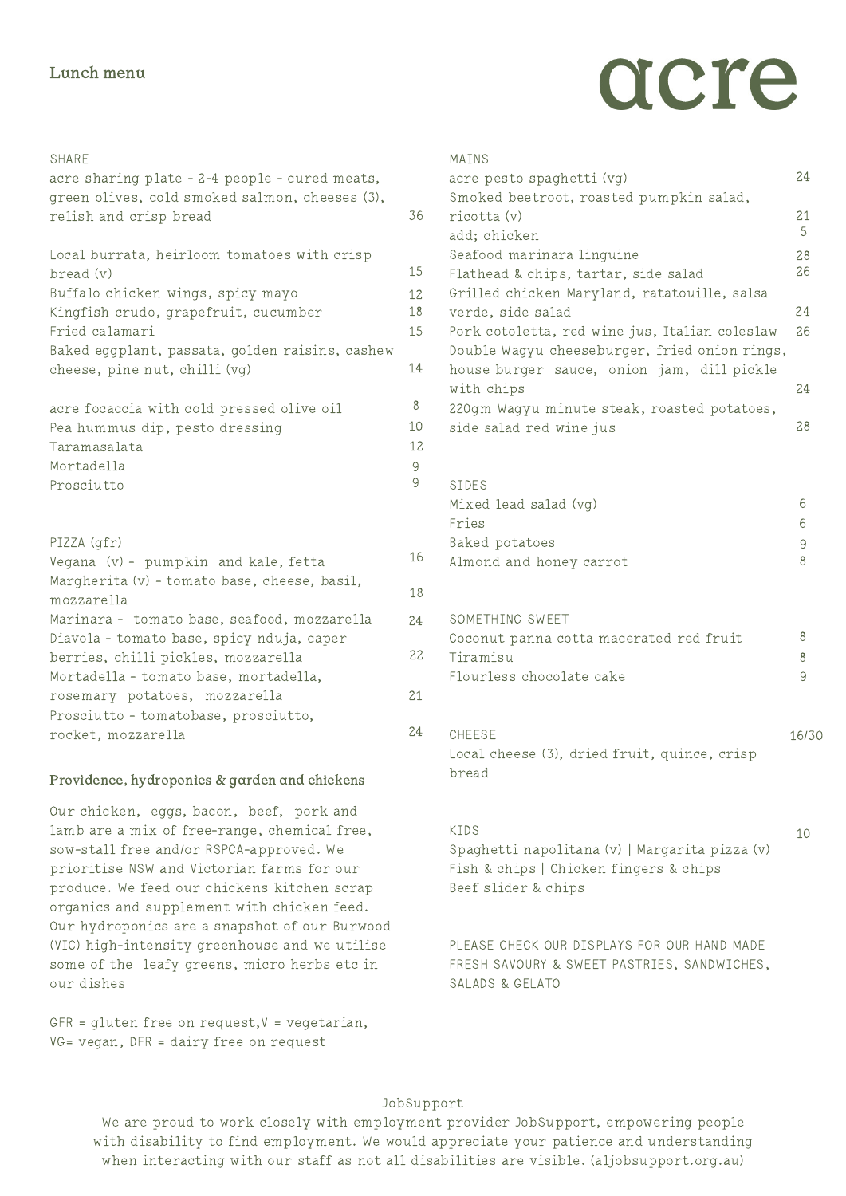# acre

## Lunch menu

### SHARE

acre sharing plate - 2-4 people - cured meats, green olives, cold smoked salmon, cheeses (3), relish and crisp bread 36

Local burrata, heirloom tomatoes with crisp bread (v) 15
Buffalo chicken wings, spicy mayo 12
Kingfish crudo, grapefruit, cucumber 18
Fried calamari 15
Baked eggplant, passata, golden raisins, cashew cheese, pine nut, chilli (vg) 14

acre focaccia with cold pressed olive oil 8
Pea hummus dip, pesto dressing 10
Taramasalata 12
Mortadella 9
Prosciutto 9

### PIZZA (gfr)

Vegana (v) - pumpkin and kale, fetta 16
Margherita (v) - tomato base, cheese, basil, mozzarella 18
Marinara - tomato base, seafood, mozzarella 24
Diavola - tomato base, spicy nduja, caper berries, chilli pickles, mozzarella 22
Mortadella - tomato base, mortadella, rosemary potatoes, mozzarella 21
Prosciutto - tomatobase, prosciutto, rocket, mozzarella 24

### Providence, hydroponics & garden and chickens

Our chicken, eggs, bacon, beef, pork and lamb are a mix of free-range, chemical free, sow-stall free and/or RSPCA-approved. We prioritise NSW and Victorian farms for our produce. We feed our chickens kitchen scrap organics and supplement with chicken feed. Our hydroponics are a snapshot of our Burwood (VIC) high-intensity greenhouse and we utilise some of the leafy greens, micro herbs etc in our dishes

GFR = gluten free on request,V = vegetarian, VG= vegan, DFR = dairy free on request

### MAINS

acre pesto spaghetti (vg) 24
Smoked beetroot, roasted pumpkin salad, ricotta (v) 21
add; chicken 5
Seafood marinara linguine 28
Flathead & chips, tartar, side salad 26
Grilled chicken Maryland, ratatouille, salsa verde, side salad 24
Pork cotoletta, red wine jus, Italian coleslaw 26
Double Wagyu cheeseburger, fried onion rings, house burger sauce, onion jam, dill pickle with chips 24
220gm Wagyu minute steak, roasted potatoes, side salad red wine jus 28

### SIDES

Mixed lead salad (vg) 6
Fries 6
Baked potatoes 9
Almond and honey carrot 8

### SOMETHING SWEET

Coconut panna cotta macerated red fruit 8
Tiramisu 8
Flourless chocolate cake 9

### CHEESE 16/30

Local cheese (3), dried fruit, quince, crisp bread

### KIDS 10

Spaghetti napolitana (v) | Margarita pizza (v)
Fish & chips | Chicken fingers & chips
Beef slider & chips

PLEASE CHECK OUR DISPLAYS FOR OUR HAND MADE FRESH SAVOURY & SWEET PASTRIES, SANDWICHES, SALADS & GELATO

JobSupport

We are proud to work closely with employment provider JobSupport, empowering people with disability to find employment. We would appreciate your patience and understanding when interacting with our staff as not all disabilities are visible. (aljobsupport.org.au)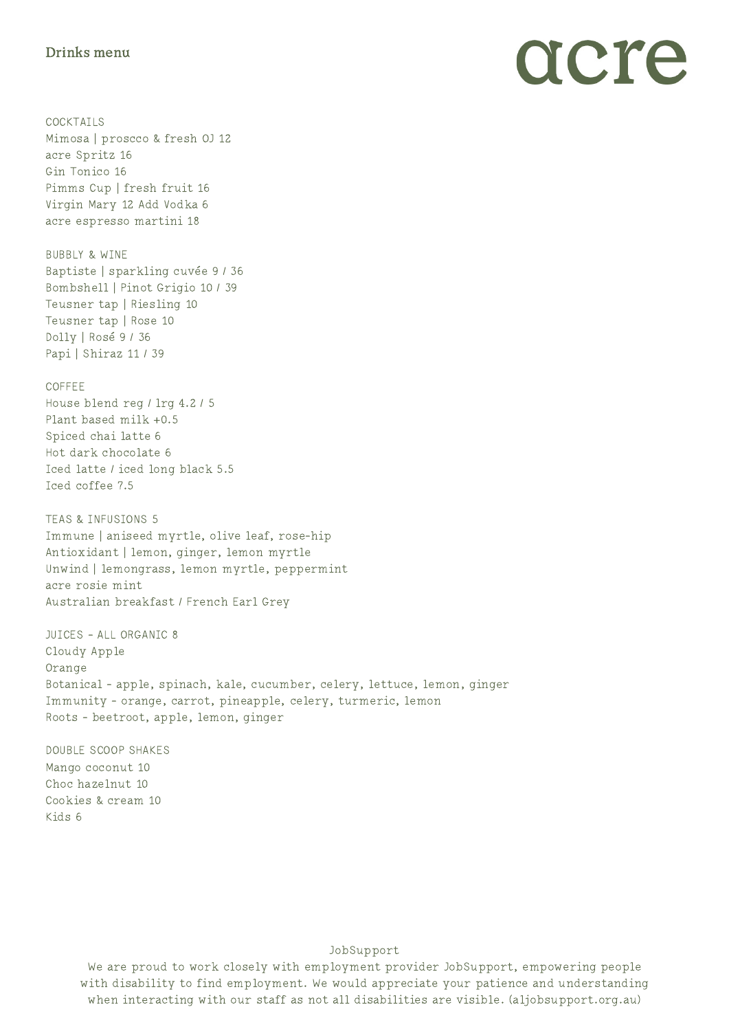# Drinks menu

acre

## COCKTAILS

Mimosa | proscco & fresh OJ 12
acre Spritz 16
Gin Tonico 16
Pimms Cup | fresh fruit 16
Virgin Mary 12 Add Vodka 6
acre espresso martini 18

## BUBBLY & WINE

Baptiste | sparkling cuvée 9 / 36
Bombshell | Pinot Grigio 10 / 39
Teusner tap | Riesling 10
Teusner tap | Rose 10
Dolly | Rosé 9 / 36
Papi | Shiraz 11 / 39

## COFFEE

House blend reg / lrg 4.2 / 5
Plant based milk +0.5
Spiced chai latte 6
Hot dark chocolate 6
Iced latte / iced long black 5.5
Iced coffee 7.5

## TEAS & INFUSIONS 5

Immune | aniseed myrtle, olive leaf, rose-hip
Antioxidant | lemon, ginger, lemon myrtle
Unwind | lemongrass, lemon myrtle, peppermint
acre rosie mint
Australian breakfast / French Earl Grey

## JUICES - ALL ORGANIC 8

Cloudy Apple
Orange
Botanical - apple, spinach, kale, cucumber, celery, lettuce, lemon, ginger
Immunity - orange, carrot, pineapple, celery, turmeric, lemon
Roots - beetroot, apple, lemon, ginger

## DOUBLE SCOOP SHAKES

Mango coconut 10
Choc hazelnut 10
Cookies & cream 10
Kids 6

JobSupport

We are proud to work closely with employment provider JobSupport, empowering people with disability to find employment. We would appreciate your patience and understanding when interacting with our staff as not all disabilities are visible. (aljobsupport.org.au)